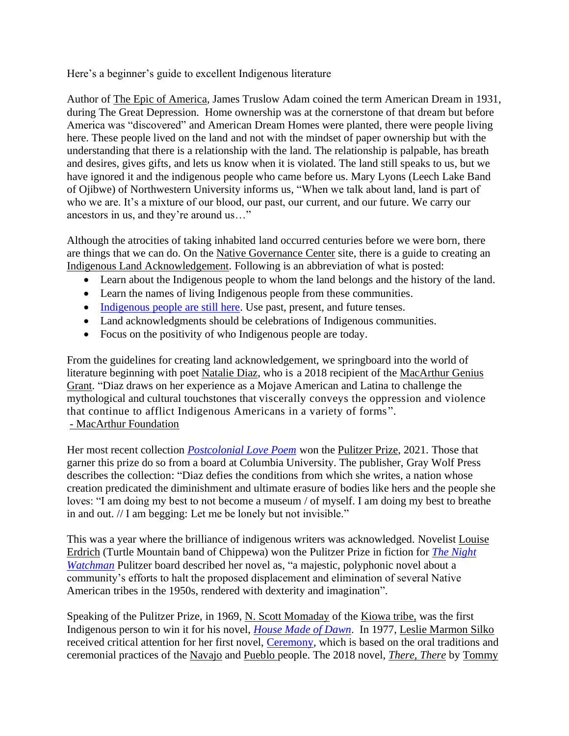Here's a beginner's guide to excellent Indigenous literature

Author of The Epic of America, James Truslow Adam coined the term American Dream in 1931, during The Great Depression. Home ownership was at the cornerstone of that dream but before America was "discovered" and American Dream Homes were planted, there were people living here. These people lived on the land and not with the mindset of paper ownership but with the understanding that there is a relationship with the land. The relationship is palpable, has breath and desires, gives gifts, and lets us know when it is violated. The land still speaks to us, but we have ignored it and the indigenous people who came before us. Mary Lyons (Leech Lake Band of Ojibwe) of Northwestern University informs us, "When we talk about land, land is part of who we are. It's a mixture of our blood, our past, our current, and our future. We carry our ancestors in us, and they're around us…"

Although the atrocities of taking inhabited land occurred centuries before we were born, there are things that we can do. On the Native Governance Center site, there is a guide to creating an Indigenous Land Acknowledgement. Following is an abbreviation of what is posted:

- Learn about the Indigenous people to whom the land belongs and the history of the land.
- Learn the names of living Indigenous people from these communities.
- Indigenous people are still here. Use past, present, and future tenses.
- Land acknowledgments should be celebrations of Indigenous communities.
- Focus on the positivity of who Indigenous people are today.

From the guidelines for creating land acknowledgement, we springboard into the world of literature beginning with poet Natalie Diaz, who is a 2018 recipient of the MacArthur Genius Grant. "Diaz draws on her experience as a Mojave American and Latina to challenge the mythological and cultural touchstones that viscerally conveys the oppression and violence that continue to afflict Indigenous Americans in a variety of forms".
 - MacArthur Foundation

Her most recent collection *Postcolonial Love Poem* won the Pulitzer Prize, 2021. Those that garner this prize do so from a board at Columbia University. The publisher, Gray Wolf Press describes the collection: "Diaz defies the conditions from which she writes, a nation whose creation predicated the diminishment and ultimate erasure of bodies like hers and the people she loves: "I am doing my best to not become a museum / of myself. I am doing my best to breathe in and out. // I am begging: Let me be lonely but not invisible."

This was a year where the brilliance of indigenous writers was acknowledged. Novelist Louise Erdrich (Turtle Mountain band of Chippewa) won the Pulitzer Prize in fiction for *The Night Watchman* Pulitzer board described her novel as, "a majestic, polyphonic novel about a community's efforts to halt the proposed displacement and elimination of several Native American tribes in the 1950s, rendered with dexterity and imagination".

Speaking of the Pulitzer Prize, in 1969, N. Scott Momaday of the Kiowa tribe, was the first Indigenous person to win it for his novel, *House Made of Dawn*. In 1977, Leslie Marmon Silko received critical attention for her first novel, Ceremony, which is based on the oral traditions and ceremonial practices of the Navajo and Pueblo people. The 2018 novel, *There, There* by Tommy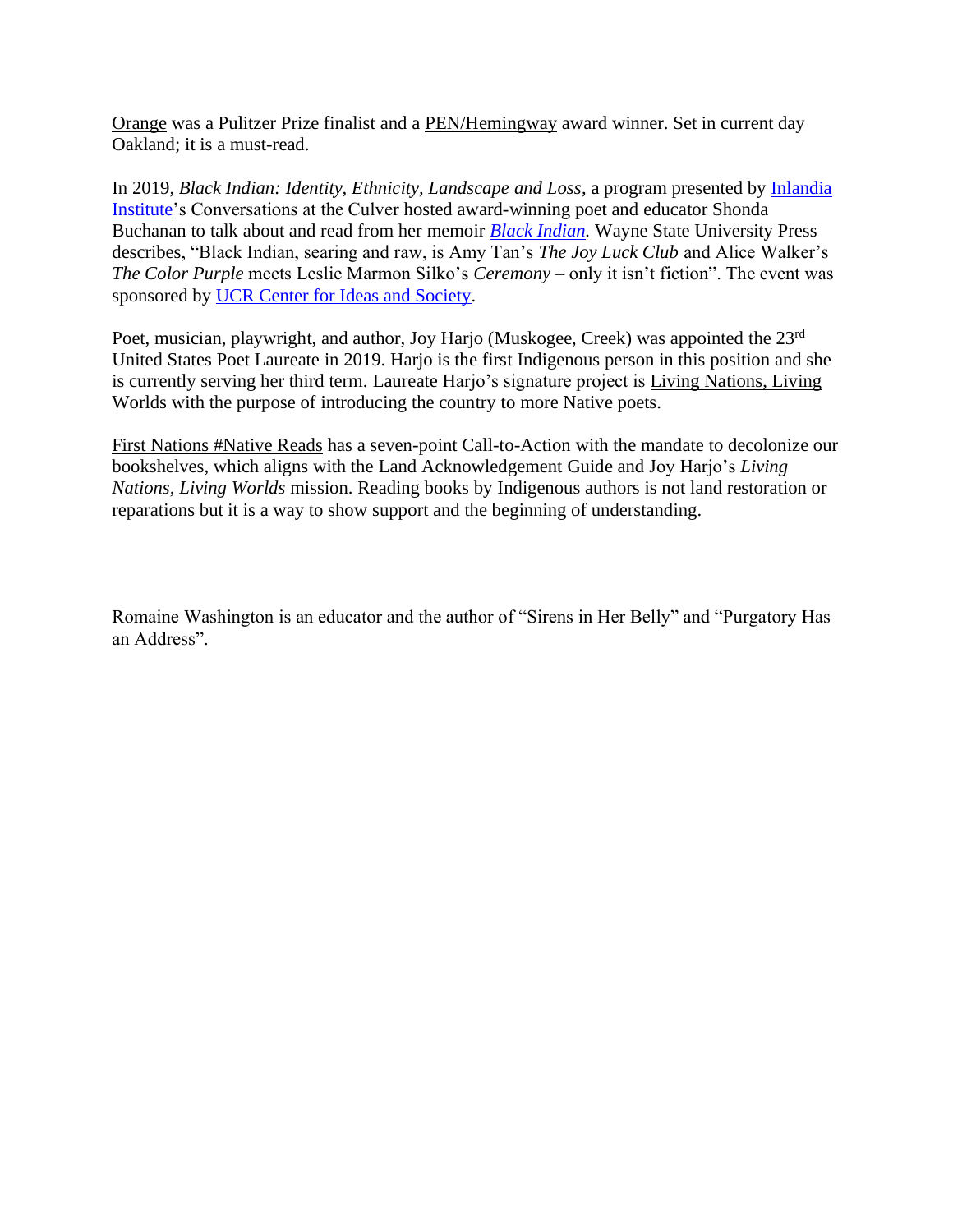Orange was a Pulitzer Prize finalist and a PEN/Hemingway award winner. Set in current day Oakland; it is a must-read.

In 2019, *Black Indian: Identity, Ethnicity, Landscape and Loss*, a program presented by Inlandia Institute's Conversations at the Culver hosted award-winning poet and educator Shonda Buchanan to talk about and read from her memoir *Black Indian.* Wayne State University Press describes, "Black Indian, searing and raw, is Amy Tan's *The Joy Luck Club* and Alice Walker's *The Color Purple* meets Leslie Marmon Silko's *Ceremony* – only it isn't fiction". The event was sponsored by UCR Center for Ideas and Society.

Poet, musician, playwright, and author, Joy Harjo (Muskogee, Creek) was appointed the 23rd United States Poet Laureate in 2019. Harjo is the first Indigenous person in this position and she is currently serving her third term. Laureate Harjo's signature project is Living Nations, Living Worlds with the purpose of introducing the country to more Native poets.

First Nations #Native Reads has a seven-point Call-to-Action with the mandate to decolonize our bookshelves, which aligns with the Land Acknowledgement Guide and Joy Harjo's *Living Nations, Living Worlds* mission. Reading books by Indigenous authors is not land restoration or reparations but it is a way to show support and the beginning of understanding.

Romaine Washington is an educator and the author of "Sirens in Her Belly" and "Purgatory Has an Address".